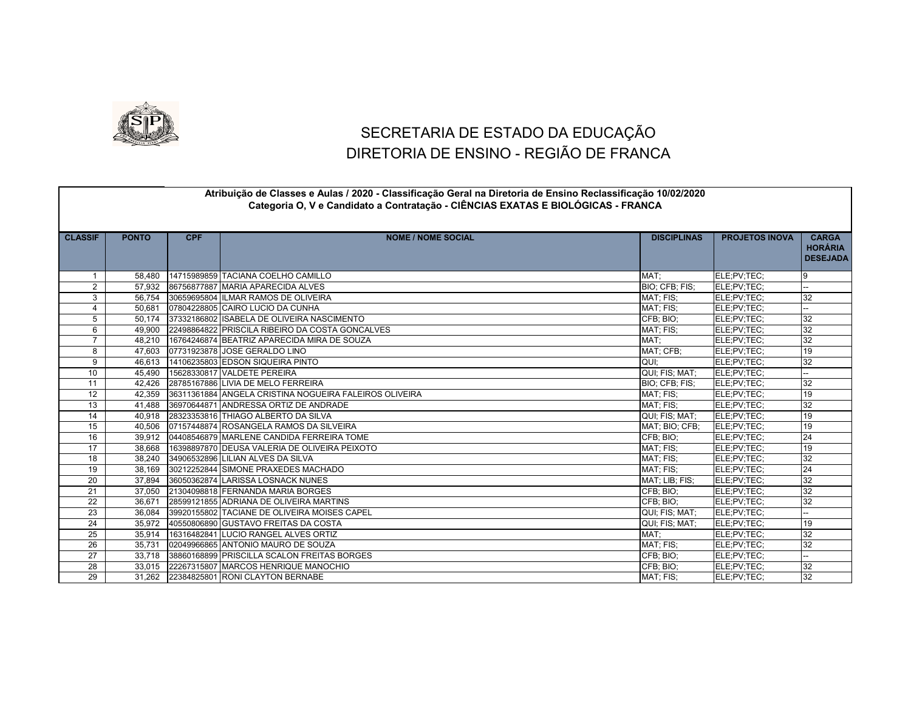# SECRETARIA DE ESTADO DA EDUCAÇÃO
# DIRETORIA DE ENSINO - REGIÃO DE FRANCA

**Atribuição de Classes e Aulas / 2020 - Classificação Geral na Diretoria de Ensino Reclassificação 10/02/2020**
**Categoria O, V e Candidato a Contratação - CIÊNCIAS EXATAS E BIOLÓGICAS - FRANCA**

| CLASSIF | PONTO | CPF | NOME / NOME SOCIAL | DISCIPLINAS | PROJETOS INOVA | CARGA HORÁRIA DESEJADA |
|---|---|---|---|---|---|---|
| 1 | 58,480 | 14715989859 | TACIANA COELHO CAMILLO | MAT; | ELE;PV;TEC; | 9 |
| 2 | 57,932 | 86756877887 | MARIA APARECIDA ALVES | BIO; CFB; FIS; | ELE;PV;TEC; | -- |
| 3 | 56,754 | 30659695804 | ILMAR RAMOS DE OLIVEIRA | MAT; FIS; | ELE;PV;TEC; | 32 |
| 4 | 50,681 | 07804228805 | CAIRO LUCIO DA CUNHA | MAT; FIS; | ELE;PV;TEC; | -- |
| 5 | 50,174 | 37332186802 | ISABELA DE OLIVEIRA NASCIMENTO | CFB; BIO; | ELE;PV;TEC; | 32 |
| 6 | 49,900 | 22498864822 | PRISCILA RIBEIRO DA COSTA GONCALVES | MAT; FIS; | ELE;PV;TEC; | 32 |
| 7 | 48,210 | 16764246874 | BEATRIZ APARECIDA MIRA DE SOUZA | MAT; | ELE;PV;TEC; | 32 |
| 8 | 47,603 | 07731923878 | JOSE GERALDO LINO | MAT; CFB; | ELE;PV;TEC; | 19 |
| 9 | 46,613 | 14106235803 | EDSON SIQUEIRA PINTO | QUI; | ELE;PV;TEC; | 32 |
| 10 | 45,490 | 15628330817 | VALDETE PEREIRA | QUI; FIS; MAT; | ELE;PV;TEC; | -- |
| 11 | 42,426 | 28785167886 | LIVIA DE MELO FERREIRA | BIO; CFB; FIS; | ELE;PV;TEC; | 32 |
| 12 | 42,359 | 36311361884 | ANGELA CRISTINA NOGUEIRA FALEIROS OLIVEIRA | MAT; FIS; | ELE;PV;TEC; | 19 |
| 13 | 41,488 | 36970644871 | ANDRESSA ORTIZ DE ANDRADE | MAT; FIS; | ELE;PV;TEC; | 32 |
| 14 | 40,918 | 28323353816 | THIAGO ALBERTO DA SILVA | QUI; FIS; MAT; | ELE;PV;TEC; | 19 |
| 15 | 40,506 | 07157448874 | ROSANGELA RAMOS DA SILVEIRA | MAT; BIO; CFB; | ELE;PV;TEC; | 19 |
| 16 | 39,912 | 04408546879 | MARLENE CANDIDA FERREIRA TOME | CFB; BIO; | ELE;PV;TEC; | 24 |
| 17 | 38,668 | 16398897870 | DEUSA VALERIA DE OLIVEIRA PEIXOTO | MAT; FIS; | ELE;PV;TEC; | 19 |
| 18 | 38,240 | 34906532896 | LILIAN ALVES DA SILVA | MAT; FIS; | ELE;PV;TEC; | 32 |
| 19 | 38,169 | 30212252844 | SIMONE PRAXEDES MACHADO | MAT; FIS; | ELE;PV;TEC; | 24 |
| 20 | 37,894 | 36050362874 | LARISSA LOSNACK NUNES | MAT; LIB; FIS; | ELE;PV;TEC; | 32 |
| 21 | 37,050 | 21304098818 | FERNANDA MARIA BORGES | CFB; BIO; | ELE;PV;TEC; | 32 |
| 22 | 36,671 | 28599121855 | ADRIANA DE OLIVEIRA MARTINS | CFB; BIO; | ELE;PV;TEC; | 32 |
| 23 | 36,084 | 39920155802 | TACIANE DE OLIVEIRA MOISES CAPEL | QUI; FIS; MAT; | ELE;PV;TEC; | -- |
| 24 | 35,972 | 40550806890 | GUSTAVO FREITAS DA COSTA | QUI; FIS; MAT; | ELE;PV;TEC; | 19 |
| 25 | 35,914 | 16316482841 | LUCIO RANGEL ALVES ORTIZ | MAT; | ELE;PV;TEC; | 32 |
| 26 | 35,731 | 02049966865 | ANTONIO MAURO DE SOUZA | MAT; FIS; | ELE;PV;TEC; | 32 |
| 27 | 33,718 | 38860168899 | PRISCILLA SCALON FREITAS BORGES | CFB; BIO; | ELE;PV;TEC; | -- |
| 28 | 33,015 | 22267315807 | MARCOS HENRIQUE MANOCHIO | CFB; BIO; | ELE;PV;TEC; | 32 |
| 29 | 31,262 | 22384825801 | RONI CLAYTON BERNABE | MAT; FIS; | ELE;PV;TEC; | 32 |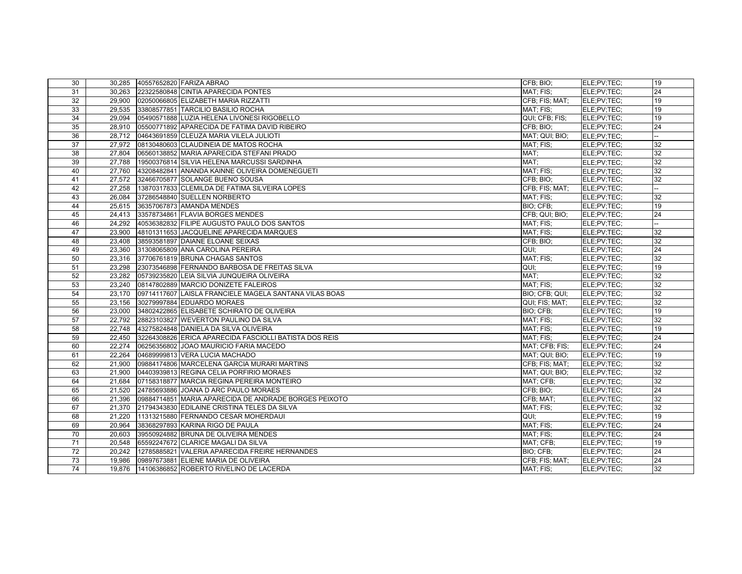| 30 | 30,285 | 40557652820 | FARIZA ABRAO | CFB; BIO; | ELE;PV;TEC; | 19 |
|---|---|---|---|---|---|---|
| 31 | 30,263 | 22322580848 | CINTIA APARECIDA PONTES | MAT; FIS; | ELE;PV;TEC; | 24 |
| 32 | 29,900 | 02050066805 | ELIZABETH MARIA RIZZATTI | CFB; FIS; MAT; | ELE;PV;TEC; | 19 |
| 33 | 29,535 | 33808577851 | TARCILIO BASILIO ROCHA | MAT; FIS; | ELE;PV;TEC; | 19 |
| 34 | 29,094 | 05490571888 | LUZIA HELENA LIVONESI RIGOBELLO | QUI; CFB; FIS; | ELE;PV;TEC; | 19 |
| 35 | 28,910 | 05500771892 | APARECIDA DE FATIMA DAVID RIBEIRO | CFB; BIO; | ELE;PV;TEC; | 24 |
| 36 | 28,712 | 04643691859 | CLEUZA MARIA VILELA JULIOTI | MAT; QUI; BIO; | ELE;PV;TEC; | -- |
| 37 | 27,972 | 08130480603 | CLAUDINEIA DE MATOS ROCHA | MAT; FIS; | ELE;PV;TEC; | 32 |
| 38 | 27,804 | 06560138852 | MARIA APARECIDA STEFANI PRADO | MAT; | ELE;PV;TEC; | 32 |
| 39 | 27,788 | 19500376814 | SILVIA HELENA MARCUSSI SARDINHA | MAT; | ELE;PV;TEC; | 32 |
| 40 | 27,760 | 43208482841 | ANANDA KAINNE OLIVEIRA DOMENEGUETI | MAT; FIS; | ELE;PV;TEC; | 32 |
| 41 | 27,572 | 32466705877 | SOLANGE BUENO SOUSA | CFB; BIO; | ELE;PV;TEC; | 32 |
| 42 | 27,258 | 13870317833 | CLEMILDA DE FATIMA SILVEIRA LOPES | CFB; FIS; MAT; | ELE;PV;TEC; | -- |
| 43 | 26,084 | 37286548840 | SUELLEN NORBERTO | MAT; FIS; | ELE;PV;TEC; | 32 |
| 44 | 25,615 | 36357067873 | AMANDA MENDES | BIO; CFB; | ELE;PV;TEC; | 19 |
| 45 | 24,413 | 33578734861 | FLAVIA BORGES MENDES | CFB; QUI; BIO; | ELE;PV;TEC; | 24 |
| 46 | 24,292 | 40536382832 | FILIPE AUGUSTO PAULO DOS SANTOS | MAT; FIS; | ELE;PV;TEC; | -- |
| 47 | 23,900 | 48101311653 | JACQUELINE APARECIDA MARQUES | MAT; FIS; | ELE;PV;TEC; | 32 |
| 48 | 23,408 | 38593581897 | DAIANE ELOANE SEIXAS | CFB; BIO; | ELE;PV;TEC; | 32 |
| 49 | 23,360 | 31308065809 | ANA CAROLINA PEREIRA | QUI; | ELE;PV;TEC; | 24 |
| 50 | 23,316 | 37706761819 | BRUNA CHAGAS SANTOS | MAT; FIS; | ELE;PV;TEC; | 32 |
| 51 | 23,298 | 23073546898 | FERNANDO BARBOSA DE FREITAS SILVA | QUI; | ELE;PV;TEC; | 19 |
| 52 | 23,282 | 05739235820 | LEIA SILVIA JUNQUEIRA OLIVEIRA | MAT; | ELE;PV;TEC; | 32 |
| 53 | 23,240 | 08147802889 | MARCIO DONIZETE FALEIROS | MAT; FIS; | ELE;PV;TEC; | 32 |
| 54 | 23,170 | 09714117607 | LAISLA FRANCIELE MAGELA SANTANA VILAS BOAS | BIO; CFB; QUI; | ELE;PV;TEC; | 32 |
| 55 | 23,156 | 30279997884 | EDUARDO MORAES | QUI; FIS; MAT; | ELE;PV;TEC; | 32 |
| 56 | 23,000 | 34802422865 | ELISABETE SCHIRATO DE OLIVEIRA | BIO; CFB; | ELE;PV;TEC; | 19 |
| 57 | 22,792 | 28823103827 | WEVERTON PAULINO DA SILVA | MAT; FIS; | ELE;PV;TEC; | 32 |
| 58 | 22,748 | 43275824848 | DANIELA DA SILVA OLIVEIRA | MAT; FIS; | ELE;PV;TEC; | 19 |
| 59 | 22,450 | 32264308826 | ERICA APARECIDA FASCIOLLI BATISTA DOS REIS | MAT; FIS; | ELE;PV;TEC; | 24 |
| 60 | 22,274 | 06256356802 | JOAO MAURICIO FARIA MACEDO | MAT; CFB; FIS; | ELE;PV;TEC; | 24 |
| 61 | 22,264 | 04689999813 | VERA LUCIA MACHADO | MAT; QUI; BIO; | ELE;PV;TEC; | 19 |
| 62 | 21,900 | 09884174806 | MARCELENA GARCIA MURARI MARTINS | CFB; FIS; MAT; | ELE;PV;TEC; | 32 |
| 63 | 21,900 | 04403939813 | REGINA CELIA PORFIRIO MORAES | MAT; QUI; BIO; | ELE;PV;TEC; | 32 |
| 64 | 21,684 | 07158318877 | MARCIA REGINA PEREIRA MONTEIRO | MAT; CFB; | ELE;PV;TEC; | 32 |
| 65 | 21,520 | 24785693886 | JOANA D ARC PAULO MORAES | CFB; BIO; | ELE;PV;TEC; | 24 |
| 66 | 21,396 | 09884714851 | MARIA APARECIDA DE ANDRADE BORGES PEIXOTO | CFB; MAT; | ELE;PV;TEC; | 32 |
| 67 | 21,370 | 21794343830 | EDILAINE CRISTINA TELES DA SILVA | MAT; FIS; | ELE;PV;TEC; | 32 |
| 68 | 21,220 | 11313215880 | FERNANDO CESAR MOHERDAUI | QUI; | ELE;PV;TEC; | 19 |
| 69 | 20,964 | 38368297893 | KARINA RIGO DE PAULA | MAT; FIS; | ELE;PV;TEC; | 24 |
| 70 | 20,603 | 39550924882 | BRUNA DE OLIVEIRA MENDES | MAT; FIS; | ELE;PV;TEC; | 24 |
| 71 | 20,548 | 65592247672 | CLARICE MAGALI DA SILVA | MAT; CFB; | ELE;PV;TEC; | 19 |
| 72 | 20,242 | 12785885821 | VALERIA APARECIDA FREIRE HERNANDES | BIO; CFB; | ELE;PV;TEC; | 24 |
| 73 | 19,986 | 09897673881 | ELIENE MARIA DE OLIVEIRA | CFB; FIS; MAT; | ELE;PV;TEC; | 24 |
| 74 | 19,876 | 14106386852 | ROBERTO RIVELINO DE LACERDA | MAT; FIS; | ELE;PV;TEC; | 32 |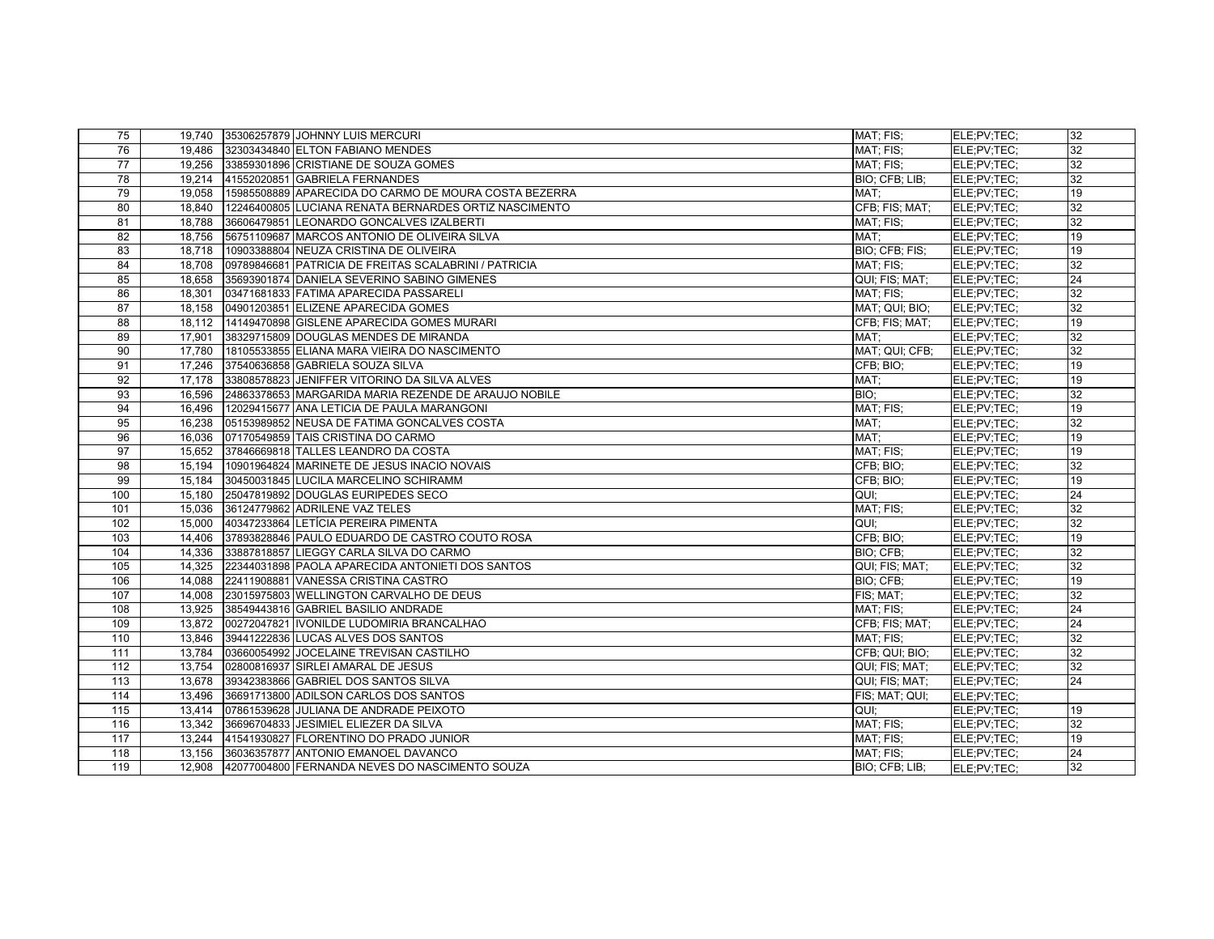| | | | | | | |
|---|---|---|---|---|---|---|
| 75 | 19,740 | 35306257879 | JOHNNY LUIS MERCURI | MAT; FIS; | ELE;PV;TEC; | 32 |
| 76 | 19,486 | 32303434840 | ELTON FABIANO MENDES | MAT; FIS; | ELE;PV;TEC; | 32 |
| 77 | 19,256 | 33859301896 | CRISTIANE DE SOUZA GOMES | MAT; FIS; | ELE;PV;TEC; | 32 |
| 78 | 19,214 | 41552020851 | GABRIELA FERNANDES | BIO; CFB; LIB; | ELE;PV;TEC; | 32 |
| 79 | 19,058 | 15985508889 | APARECIDA DO CARMO DE MOURA COSTA BEZERRA | MAT; | ELE;PV;TEC; | 19 |
| 80 | 18,840 | 12246400805 | LUCIANA RENATA BERNARDES ORTIZ NASCIMENTO | CFB; FIS; MAT; | ELE;PV;TEC; | 32 |
| 81 | 18,788 | 36606479851 | LEONARDO GONCALVES IZALBERTI | MAT; FIS; | ELE;PV;TEC; | 32 |
| 82 | 18,756 | 56751109687 | MARCOS ANTONIO DE OLIVEIRA SILVA | MAT; | ELE;PV;TEC; | 19 |
| 83 | 18,718 | 10903388804 | NEUZA CRISTINA DE OLIVEIRA | BIO; CFB; FIS; | ELE;PV;TEC; | 19 |
| 84 | 18,708 | 09789846681 | PATRICIA DE FREITAS SCALABRINI / PATRICIA | MAT; FIS; | ELE;PV;TEC; | 32 |
| 85 | 18,658 | 35693901874 | DANIELA SEVERINO SABINO GIMENES | QUI; FIS; MAT; | ELE;PV;TEC; | 24 |
| 86 | 18,301 | 03471681833 | FATIMA APARECIDA PASSARELI | MAT; FIS; | ELE;PV;TEC; | 32 |
| 87 | 18,158 | 04901203851 | ELIZENE APARECIDA GOMES | MAT; QUI; BIO; | ELE;PV;TEC; | 32 |
| 88 | 18,112 | 14149470898 | GISLENE APARECIDA GOMES MURARI | CFB; FIS; MAT; | ELE;PV;TEC; | 19 |
| 89 | 17,901 | 38329715809 | DOUGLAS MENDES DE MIRANDA | MAT; | ELE;PV;TEC; | 32 |
| 90 | 17,780 | 18105533855 | ELIANA MARA VIEIRA DO NASCIMENTO | MAT; QUI; CFB; | ELE;PV;TEC; | 32 |
| 91 | 17,246 | 37540636858 | GABRIELA SOUZA SILVA | CFB; BIO; | ELE;PV;TEC; | 19 |
| 92 | 17,178 | 33808578823 | JENIFFER VITORINO DA SILVA ALVES | MAT; | ELE;PV;TEC; | 19 |
| 93 | 16,596 | 24863378653 | MARGARIDA MARIA REZENDE DE ARAUJO NOBILE | BIO; | ELE;PV;TEC; | 32 |
| 94 | 16,496 | 12029415677 | ANA LETICIA DE PAULA MARANGONI | MAT; FIS; | ELE;PV;TEC; | 19 |
| 95 | 16,238 | 05153989852 | NEUSA DE FATIMA GONCALVES COSTA | MAT; | ELE;PV;TEC; | 32 |
| 96 | 16,036 | 07170549859 | TAIS CRISTINA DO CARMO | MAT; | ELE;PV;TEC; | 19 |
| 97 | 15,652 | 37846669818 | TALLES LEANDRO DA COSTA | MAT; FIS; | ELE;PV;TEC; | 19 |
| 98 | 15,194 | 10901964824 | MARINETE DE JESUS INACIO NOVAIS | CFB; BIO; | ELE;PV;TEC; | 32 |
| 99 | 15,184 | 30450031845 | LUCILA MARCELINO SCHIRAMM | CFB; BIO; | ELE;PV;TEC; | 19 |
| 100 | 15,180 | 25047819892 | DOUGLAS EURIPEDES SECO | QUI; | ELE;PV;TEC; | 24 |
| 101 | 15,036 | 36124779862 | ADRILENE VAZ TELES | MAT; FIS; | ELE;PV;TEC; | 32 |
| 102 | 15,000 | 40347233864 | LETÍCIA PEREIRA PIMENTA | QUI; | ELE;PV;TEC; | 32 |
| 103 | 14,406 | 37893828846 | PAULO EDUARDO DE CASTRO COUTO ROSA | CFB; BIO; | ELE;PV;TEC; | 19 |
| 104 | 14,336 | 33887818857 | LIEGGY CARLA SILVA DO CARMO | BIO; CFB; | ELE;PV;TEC; | 32 |
| 105 | 14,325 | 22344031898 | PAOLA APARECIDA ANTONIETI DOS SANTOS | QUI; FIS; MAT; | ELE;PV;TEC; | 32 |
| 106 | 14,088 | 22411908881 | VANESSA CRISTINA CASTRO | BIO; CFB; | ELE;PV;TEC; | 19 |
| 107 | 14,008 | 23015975803 | WELLINGTON CARVALHO DE DEUS | FIS; MAT; | ELE;PV;TEC; | 32 |
| 108 | 13,925 | 38549443816 | GABRIEL BASILIO ANDRADE | MAT; FIS; | ELE;PV;TEC; | 24 |
| 109 | 13,872 | 00272047821 | IVONILDE LUDOMIRIA BRANCALHAO | CFB; FIS; MAT; | ELE;PV;TEC; | 24 |
| 110 | 13,846 | 39441222836 | LUCAS ALVES DOS SANTOS | MAT; FIS; | ELE;PV;TEC; | 32 |
| 111 | 13,784 | 03660054992 | JOCELAINE TREVISAN CASTILHO | CFB; QUI; BIO; | ELE;PV;TEC; | 32 |
| 112 | 13,754 | 02800816937 | SIRLEI AMARAL DE JESUS | QUI; FIS; MAT; | ELE;PV;TEC; | 32 |
| 113 | 13,678 | 39342383866 | GABRIEL DOS SANTOS SILVA | QUI; FIS; MAT; | ELE;PV;TEC; | 24 |
| 114 | 13,496 | 36691713800 | ADILSON CARLOS DOS SANTOS | FIS; MAT; QUI; | ELE;PV;TEC; | |
| 115 | 13,414 | 07861539628 | JULIANA DE ANDRADE PEIXOTO | QUI; | ELE;PV;TEC; | 19 |
| 116 | 13,342 | 36696704833 | JESIMIEL ELIEZER DA SILVA | MAT; FIS; | ELE;PV;TEC; | 32 |
| 117 | 13,244 | 41541930827 | FLORENTINO DO PRADO JUNIOR | MAT; FIS; | ELE;PV;TEC; | 19 |
| 118 | 13,156 | 36036357877 | ANTONIO EMANOEL DAVANCO | MAT; FIS; | ELE;PV;TEC; | 24 |
| 119 | 12,908 | 42077004800 | FERNANDA NEVES DO NASCIMENTO SOUZA | BIO; CFB; LIB; | ELE;PV;TEC; | 32 |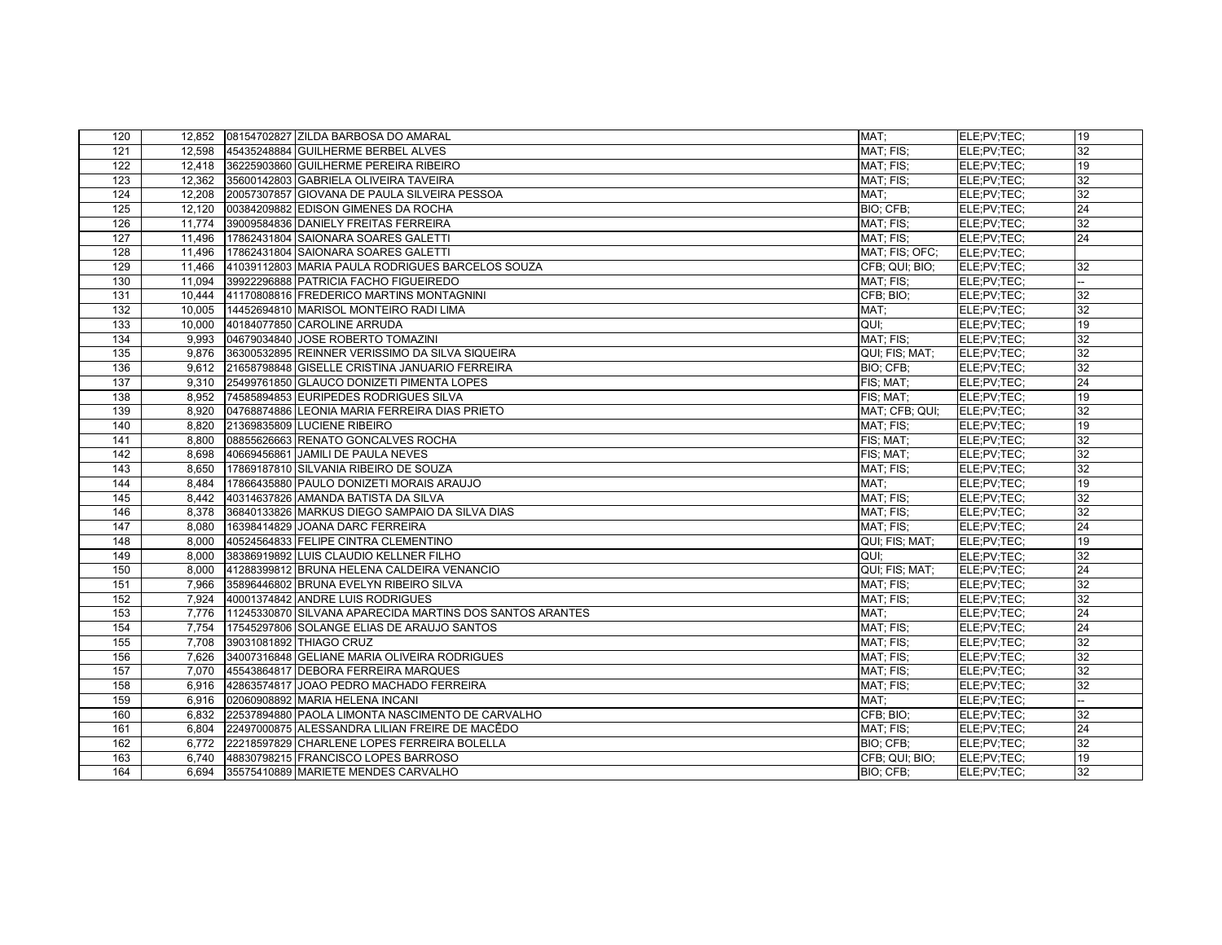| | | | | | | |
|---|---|---|---|---|---|---|
| 120 | 12,852 | 08154702827 | ZILDA BARBOSA DO AMARAL | MAT; | ELE;PV;TEC; | 19 |
| 121 | 12,598 | 45435248884 | GUILHERME BERBEL ALVES | MAT; FIS; | ELE;PV;TEC; | 32 |
| 122 | 12,418 | 36225903860 | GUILHERME PEREIRA RIBEIRO | MAT; FIS; | ELE;PV;TEC; | 19 |
| 123 | 12,362 | 35600142803 | GABRIELA OLIVEIRA TAVEIRA | MAT; FIS; | ELE;PV;TEC; | 32 |
| 124 | 12,208 | 20057307857 | GIOVANA DE PAULA SILVEIRA PESSOA | MAT; | ELE;PV;TEC; | 32 |
| 125 | 12,120 | 00384209882 | EDISON GIMENES DA ROCHA | BIO; CFB; | ELE;PV;TEC; | 24 |
| 126 | 11,774 | 39009584836 | DANIELY FREITAS FERREIRA | MAT; FIS; | ELE;PV;TEC; | 32 |
| 127 | 11,496 | 17862431804 | SAIONARA SOARES GALETTI | MAT; FIS; | ELE;PV;TEC; | 24 |
| 128 | 11,496 | 17862431804 | SAIONARA SOARES GALETTI | MAT; FIS; OFC; | ELE;PV;TEC; | |
| 129 | 11,466 | 41039112803 | MARIA PAULA RODRIGUES BARCELOS SOUZA | CFB; QUI; BIO; | ELE;PV;TEC; | 32 |
| 130 | 11,094 | 39922296888 | PATRICIA FACHO FIGUEIREDO | MAT; FIS; | ELE;PV;TEC; | -- |
| 131 | 10,444 | 41170808816 | FREDERICO MARTINS MONTAGNINI | CFB; BIO; | ELE;PV;TEC; | 32 |
| 132 | 10,005 | 14452694810 | MARISOL MONTEIRO RADI LIMA | MAT; | ELE;PV;TEC; | 32 |
| 133 | 10,000 | 40184077850 | CAROLINE ARRUDA | QUI; | ELE;PV;TEC; | 19 |
| 134 | 9,993 | 04679034840 | JOSE ROBERTO TOMAZINI | MAT; FIS; | ELE;PV;TEC; | 32 |
| 135 | 9,876 | 36300532895 | REINNER VERISSIMO DA SILVA SIQUEIRA | QUI; FIS; MAT; | ELE;PV;TEC; | 32 |
| 136 | 9,612 | 21658798848 | GISELLE CRISTINA JANUARIO FERREIRA | BIO; CFB; | ELE;PV;TEC; | 32 |
| 137 | 9,310 | 25499761850 | GLAUCO DONIZETI PIMENTA LOPES | FIS; MAT; | ELE;PV;TEC; | 24 |
| 138 | 8,952 | 74585894853 | EURIPEDES RODRIGUES SILVA | FIS; MAT; | ELE;PV;TEC; | 19 |
| 139 | 8,920 | 04768874886 | LEONIA MARIA FERREIRA DIAS PRIETO | MAT; CFB; QUI; | ELE;PV;TEC; | 32 |
| 140 | 8,820 | 21369835809 | LUCIENE RIBEIRO | MAT; FIS; | ELE;PV;TEC; | 19 |
| 141 | 8,800 | 08855626663 | RENATO GONCALVES ROCHA | FIS; MAT; | ELE;PV;TEC; | 32 |
| 142 | 8,698 | 40669456861 | JAMILI DE PAULA NEVES | FIS; MAT; | ELE;PV;TEC; | 32 |
| 143 | 8,650 | 17869187810 | SILVANIA RIBEIRO DE SOUZA | MAT; FIS; | ELE;PV;TEC; | 32 |
| 144 | 8,484 | 17866435880 | PAULO DONIZETI MORAIS ARAUJO | MAT; | ELE;PV;TEC; | 19 |
| 145 | 8,442 | 40314637826 | AMANDA BATISTA DA SILVA | MAT; FIS; | ELE;PV;TEC; | 32 |
| 146 | 8,378 | 36840133826 | MARKUS DIEGO SAMPAIO DA SILVA DIAS | MAT; FIS; | ELE;PV;TEC; | 32 |
| 147 | 8,080 | 16398414829 | JOANA DARC FERREIRA | MAT; FIS; | ELE;PV;TEC; | 24 |
| 148 | 8,000 | 40524564833 | FELIPE CINTRA CLEMENTINO | QUI; FIS; MAT; | ELE;PV;TEC; | 19 |
| 149 | 8,000 | 38386919892 | LUIS CLAUDIO KELLNER FILHO | QUI; | ELE;PV;TEC; | 32 |
| 150 | 8,000 | 41288399812 | BRUNA HELENA CALDEIRA VENANCIO | QUI; FIS; MAT; | ELE;PV;TEC; | 24 |
| 151 | 7,966 | 35896446802 | BRUNA EVELYN RIBEIRO SILVA | MAT; FIS; | ELE;PV;TEC; | 32 |
| 152 | 7,924 | 40001374842 | ANDRE LUIS RODRIGUES | MAT; FIS; | ELE;PV;TEC; | 32 |
| 153 | 7,776 | 11245330870 | SILVANA APARECIDA MARTINS DOS SANTOS ARANTES | MAT; | ELE;PV;TEC; | 24 |
| 154 | 7,754 | 17545297806 | SOLANGE ELIAS DE ARAUJO SANTOS | MAT; FIS; | ELE;PV;TEC; | 24 |
| 155 | 7,708 | 39031081892 | THIAGO CRUZ | MAT; FIS; | ELE;PV;TEC; | 32 |
| 156 | 7,626 | 34007316848 | GELIANE MARIA OLIVEIRA RODRIGUES | MAT; FIS; | ELE;PV;TEC; | 32 |
| 157 | 7,070 | 45543864817 | DEBORA FERREIRA MARQUES | MAT; FIS; | ELE;PV;TEC; | 32 |
| 158 | 6,916 | 42863574817 | JOAO PEDRO MACHADO FERREIRA | MAT; FIS; | ELE;PV;TEC; | 32 |
| 159 | 6,916 | 02060908892 | MARIA HELENA INCANI | MAT; | ELE;PV;TEC; | -- |
| 160 | 6,832 | 22537894880 | PAOLA LIMONTA NASCIMENTO DE CARVALHO | CFB; BIO; | ELE;PV;TEC; | 32 |
| 161 | 6,804 | 22497000875 | ALESSANDRA LILIAN FREIRE DE MACÊDO | MAT; FIS; | ELE;PV;TEC; | 24 |
| 162 | 6,772 | 22218597829 | CHARLENE LOPES FERREIRA BOLELLA | BIO; CFB; | ELE;PV;TEC; | 32 |
| 163 | 6,740 | 48830798215 | FRANCISCO LOPES BARROSO | CFB; QUI; BIO; | ELE;PV;TEC; | 19 |
| 164 | 6,694 | 35575410889 | MARIETE MENDES CARVALHO | BIO; CFB; | ELE;PV;TEC; | 32 |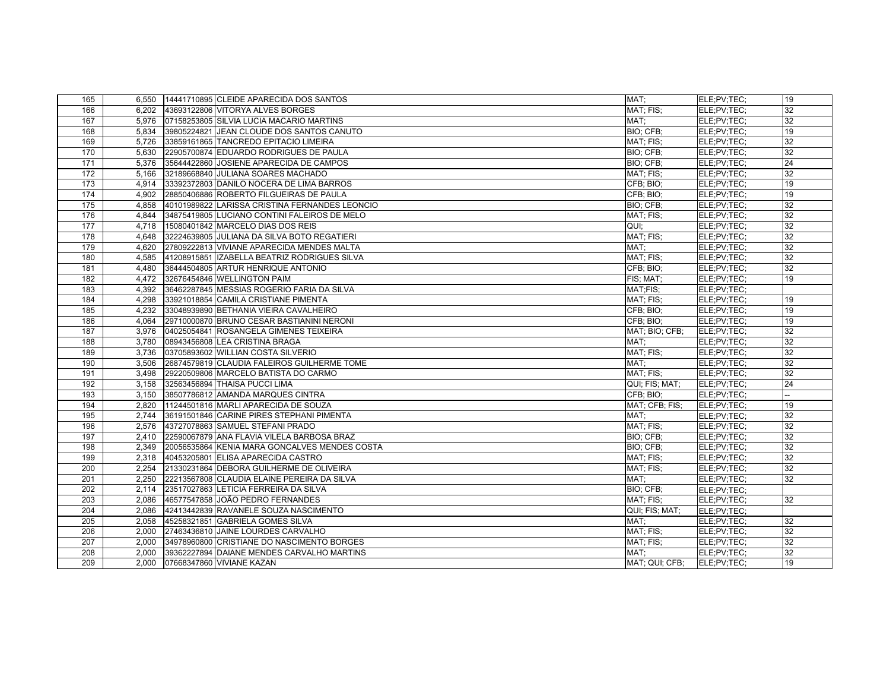| | | | | | | |
|---|---|---|---|---|---|---|
| 165 | 6,550 | 14441710895 | CLEIDE APARECIDA DOS SANTOS | MAT; | ELE;PV;TEC; | 19 |
| 166 | 6,202 | 43693122806 | VITORYA ALVES BORGES | MAT; FIS; | ELE;PV;TEC; | 32 |
| 167 | 5,976 | 07158253805 | SILVIA LUCIA MACARIO MARTINS | MAT; | ELE;PV;TEC; | 32 |
| 168 | 5,834 | 39805224821 | JEAN CLOUDE DOS SANTOS CANUTO | BIO; CFB; | ELE;PV;TEC; | 19 |
| 169 | 5,726 | 33859161865 | TANCREDO EPITACIO LIMEIRA | MAT; FIS; | ELE;PV;TEC; | 32 |
| 170 | 5,630 | 22905700874 | EDUARDO RODRIGUES DE PAULA | BIO; CFB; | ELE;PV;TEC; | 32 |
| 171 | 5,376 | 35644422860 | JOSIENE APARECIDA DE CAMPOS | BIO; CFB; | ELE;PV;TEC; | 24 |
| 172 | 5,166 | 32189668840 | JULIANA SOARES MACHADO | MAT; FIS; | ELE;PV;TEC; | 32 |
| 173 | 4,914 | 33392372803 | DANILO NOCERA DE LIMA BARROS | CFB; BIO; | ELE;PV;TEC; | 19 |
| 174 | 4,902 | 28850406886 | ROBERTO FILGUEIRAS DE PAULA | CFB; BIO; | ELE;PV;TEC; | 19 |
| 175 | 4,858 | 40101989822 | LARISSA CRISTINA FERNANDES LEONCIO | BIO; CFB; | ELE;PV;TEC; | 32 |
| 176 | 4,844 | 34875419805 | LUCIANO CONTINI FALEIROS DE MELO | MAT; FIS; | ELE;PV;TEC; | 32 |
| 177 | 4,718 | 15080401842 | MARCELO DIAS DOS REIS | QUI; | ELE;PV;TEC; | 32 |
| 178 | 4,648 | 32224639805 | JULIANA DA SILVA BOTO REGATIERI | MAT; FIS; | ELE;PV;TEC; | 32 |
| 179 | 4,620 | 27809222813 | VIVIANE APARECIDA MENDES MALTA | MAT; | ELE;PV;TEC; | 32 |
| 180 | 4,585 | 41208915851 | IZABELLA BEATRIZ RODRIGUES SILVA | MAT; FIS; | ELE;PV;TEC; | 32 |
| 181 | 4,480 | 36444504805 | ARTUR HENRIQUE ANTONIO | CFB; BIO; | ELE;PV;TEC; | 32 |
| 182 | 4,472 | 32676454846 | WELLINGTON PAIM | FIS; MAT; | ELE;PV;TEC; | 19 |
| 183 | 4,392 | 36462287845 | MESSIAS ROGERIO FARIA DA SILVA | MAT;FIS; | ELE;PV;TEC; | |
| 184 | 4,298 | 33921018854 | CAMILA CRISTIANE PIMENTA | MAT; FIS; | ELE;PV;TEC; | 19 |
| 185 | 4,232 | 33048939890 | BETHANIA VIEIRA CAVALHEIRO | CFB; BIO; | ELE;PV;TEC; | 19 |
| 186 | 4,064 | 29710000870 | BRUNO CESAR BASTIANINI NERONI | CFB; BIO; | ELE;PV;TEC; | 19 |
| 187 | 3,976 | 04025054841 | ROSANGELA GIMENES TEIXEIRA | MAT; BIO; CFB; | ELE;PV;TEC; | 32 |
| 188 | 3,780 | 08943456808 | LEA CRISTINA BRAGA | MAT; | ELE;PV;TEC; | 32 |
| 189 | 3,736 | 03705893602 | WILLIAN COSTA SILVERIO | MAT; FIS; | ELE;PV;TEC; | 32 |
| 190 | 3,506 | 26874579819 | CLAUDIA FALEIROS GUILHERME TOME | MAT; | ELE;PV;TEC; | 32 |
| 191 | 3,498 | 29220509806 | MARCELO BATISTA DO CARMO | MAT; FIS; | ELE;PV;TEC; | 32 |
| 192 | 3,158 | 32563456894 | THAISA PUCCI LIMA | QUI; FIS; MAT; | ELE;PV;TEC; | 24 |
| 193 | 3,150 | 38507786812 | AMANDA MARQUES CINTRA | CFB; BIO; | ELE;PV;TEC; | -- |
| 194 | 2,820 | 11244501816 | MARLI APARECIDA DE SOUZA | MAT; CFB; FIS; | ELE;PV;TEC; | 19 |
| 195 | 2,744 | 36191501846 | CARINE PIRES STEPHANI PIMENTA | MAT; | ELE;PV;TEC; | 32 |
| 196 | 2,576 | 43727078863 | SAMUEL STEFANI PRADO | MAT; FIS; | ELE;PV;TEC; | 32 |
| 197 | 2,410 | 22590067879 | ANA FLAVIA VILELA BARBOSA BRAZ | BIO; CFB; | ELE;PV;TEC; | 32 |
| 198 | 2,349 | 20056535864 | KENIA MARA GONCALVES MENDES COSTA | BIO; CFB; | ELE;PV;TEC; | 32 |
| 199 | 2,318 | 40453205801 | ELISA APARECIDA CASTRO | MAT; FIS; | ELE;PV;TEC; | 32 |
| 200 | 2,254 | 21330231864 | DEBORA GUILHERME DE OLIVEIRA | MAT; FIS; | ELE;PV;TEC; | 32 |
| 201 | 2,250 | 22213567808 | CLAUDIA ELAINE PEREIRA DA SILVA | MAT; | ELE;PV;TEC; | 32 |
| 202 | 2,114 | 23517027863 | LETICIA FERREIRA DA SILVA | BIO; CFB; | ELE;PV;TEC; | |
| 203 | 2,086 | 46577547858 | JOÃO PEDRO FERNANDES | MAT; FIS; | ELE;PV;TEC; | 32 |
| 204 | 2,086 | 42413442839 | RAVANELE SOUZA NASCIMENTO | QUI; FIS; MAT; | ELE;PV;TEC; | |
| 205 | 2,058 | 45258321851 | GABRIELA GOMES SILVA | MAT; | ELE;PV;TEC; | 32 |
| 206 | 2,000 | 27463436810 | JAINE LOURDES CARVALHO | MAT; FIS; | ELE;PV;TEC; | 32 |
| 207 | 2,000 | 34978960800 | CRISTIANE DO NASCIMENTO BORGES | MAT; FIS; | ELE;PV;TEC; | 32 |
| 208 | 2,000 | 39362227894 | DAIANE MENDES CARVALHO MARTINS | MAT; | ELE;PV;TEC; | 32 |
| 209 | 2,000 | 07668347860 | VIVIANE KAZAN | MAT; QUI; CFB; | ELE;PV;TEC; | 19 |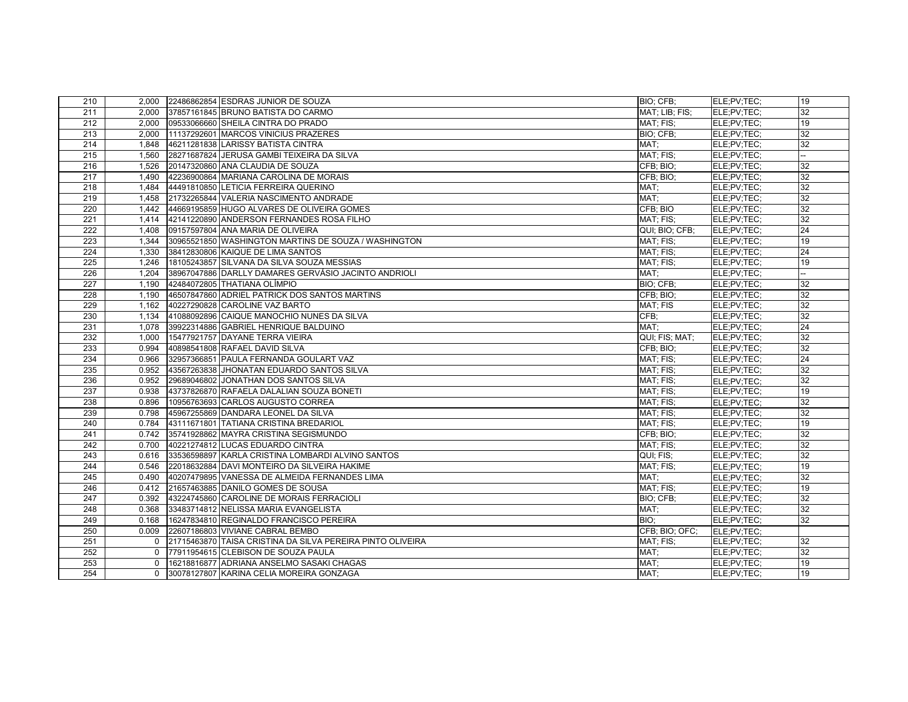| 210 | 2,000 | 22486862854 | ESDRAS JUNIOR DE SOUZA | BIO; CFB; | ELE;PV;TEC; | 19 |
|---|---|---|---|---|---|---|
| 211 | 2,000 | 37857161845 | BRUNO BATISTA DO CARMO | MAT; LIB; FIS; | ELE;PV;TEC; | 32 |
| 212 | 2,000 | 09533066660 | SHEILA CINTRA DO PRADO | MAT; FIS; | ELE;PV;TEC; | 19 |
| 213 | 2,000 | 11137292601 | MARCOS VINICIUS PRAZERES | BIO; CFB; | ELE;PV;TEC; | 32 |
| 214 | 1,848 | 46211281838 | LARISSY BATISTA CINTRA | MAT; | ELE;PV;TEC; | 32 |
| 215 | 1,560 | 28271687824 | JERUSA GAMBI TEIXEIRA DA SILVA | MAT; FIS; | ELE;PV;TEC; | -- |
| 216 | 1,526 | 20147320860 | ANA CLAUDIA DE SOUZA | CFB; BIO; | ELE;PV;TEC; | 32 |
| 217 | 1,490 | 42236900864 | MARIANA CAROLINA DE MORAIS | CFB; BIO; | ELE;PV;TEC; | 32 |
| 218 | 1,484 | 44491810850 | LETICIA FERREIRA QUERINO | MAT; | ELE;PV;TEC; | 32 |
| 219 | 1,458 | 21732265844 | VALERIA NASCIMENTO ANDRADE | MAT; | ELE;PV;TEC; | 32 |
| 220 | 1,442 | 44669195859 | HUGO ALVARES DE OLIVEIRA GOMES | CFB; BIO | ELE;PV;TEC; | 32 |
| 221 | 1,414 | 42141220890 | ANDERSON FERNANDES ROSA FILHO | MAT; FIS; | ELE;PV;TEC; | 32 |
| 222 | 1,408 | 09157597804 | ANA MARIA DE OLIVEIRA | QUI; BIO; CFB; | ELE;PV;TEC; | 24 |
| 223 | 1,344 | 30965521850 | WASHINGTON MARTINS DE SOUZA / WASHINGTON | MAT; FIS; | ELE;PV;TEC; | 19 |
| 224 | 1,330 | 38412830806 | KAIQUE DE LIMA SANTOS | MAT; FIS; | ELE;PV;TEC; | 24 |
| 225 | 1,246 | 18105243857 | SILVANA DA SILVA SOUZA MESSIAS | MAT; FIS; | ELE;PV;TEC; | 19 |
| 226 | 1,204 | 38967047886 | DARLLY DAMARES GERVÁSIO JACINTO ANDRIOLI | MAT; | ELE;PV;TEC; | -- |
| 227 | 1,190 | 42484072805 | THATIANA OLÍMPIO | BIO; CFB; | ELE;PV;TEC; | 32 |
| 228 | 1,190 | 46507847860 | ADRIEL PATRICK DOS SANTOS MARTINS | CFB; BIO; | ELE;PV;TEC; | 32 |
| 229 | 1,162 | 40227290828 | CAROLINE VAZ BARTO | MAT; FIS | ELE;PV;TEC; | 32 |
| 230 | 1,134 | 41088092896 | CAIQUE MANOCHIO NUNES DA SILVA | CFB; | ELE;PV;TEC; | 32 |
| 231 | 1,078 | 39922314886 | GABRIEL HENRIQUE BALDUINO | MAT; | ELE;PV;TEC; | 24 |
| 232 | 1,000 | 15477921757 | DAYANE TERRA VIEIRA | QUI; FIS; MAT; | ELE;PV;TEC; | 32 |
| 233 | 0.994 | 40898541808 | RAFAEL DAVID SILVA | CFB; BIO; | ELE;PV;TEC; | 32 |
| 234 | 0.966 | 32957366851 | PAULA FERNANDA GOULART VAZ | MAT; FIS; | ELE;PV;TEC; | 24 |
| 235 | 0.952 | 43567263838 | JHONATAN EDUARDO SANTOS SILVA | MAT; FIS; | ELE;PV;TEC; | 32 |
| 236 | 0.952 | 29689046802 | JONATHAN DOS SANTOS SILVA | MAT; FIS; | ELE;PV;TEC; | 32 |
| 237 | 0.938 | 43737826870 | RAFAELA DALALIAN SOUZA BONETI | MAT; FIS; | ELE;PV;TEC; | 19 |
| 238 | 0.896 | 10956763693 | CARLOS AUGUSTO CORREA | MAT; FIS; | ELE;PV;TEC; | 32 |
| 239 | 0.798 | 45967255869 | DANDARA LEONEL DA SILVA | MAT; FIS; | ELE;PV;TEC; | 32 |
| 240 | 0.784 | 43111671801 | TATIANA CRISTINA BREDARIOL | MAT; FIS; | ELE;PV;TEC; | 19 |
| 241 | 0.742 | 35741928862 | MAYRA CRISTINA SEGISMUNDO | CFB; BIO; | ELE;PV;TEC; | 32 |
| 242 | 0.700 | 40221274812 | LUCAS EDUARDO CINTRA | MAT; FIS; | ELE;PV;TEC; | 32 |
| 243 | 0.616 | 33536598897 | KARLA CRISTINA LOMBARDI ALVINO SANTOS | QUI; FIS; | ELE;PV;TEC; | 32 |
| 244 | 0.546 | 22018632884 | DAVI MONTEIRO DA SILVEIRA HAKIME | MAT; FIS; | ELE;PV;TEC; | 19 |
| 245 | 0.490 | 40207479895 | VANESSA DE ALMEIDA FERNANDES LIMA | MAT; | ELE;PV;TEC; | 32 |
| 246 | 0.412 | 21657463885 | DANILO GOMES DE SOUSA | MAT; FIS; | ELE;PV;TEC; | 19 |
| 247 | 0.392 | 43224745860 | CAROLINE DE MORAIS FERRACIOLI | BIO; CFB; | ELE;PV;TEC; | 32 |
| 248 | 0.368 | 33483714812 | NELISSA MARIA EVANGELISTA | MAT; | ELE;PV;TEC; | 32 |
| 249 | 0.168 | 16247834810 | REGINALDO FRANCISCO PEREIRA | BIO; | ELE;PV;TEC; | 32 |
| 250 | 0.009 | 22607186803 | VIVIANE CABRAL BEMBO | CFB; BIO; OFC; | ELE;PV;TEC; | |
| 251 | 0 | 21715463870 | TAISA CRISTINA DA SILVA PEREIRA PINTO OLIVEIRA | MAT; FIS; | ELE;PV;TEC; | 32 |
| 252 | 0 | 77911954615 | CLEBISON DE SOUZA PAULA | MAT; | ELE;PV;TEC; | 32 |
| 253 | 0 | 16218816877 | ADRIANA ANSELMO SASAKI CHAGAS | MAT; | ELE;PV;TEC; | 19 |
| 254 | 0 | 30078127807 | KARINA CELIA MOREIRA GONZAGA | MAT; | ELE;PV;TEC; | 19 |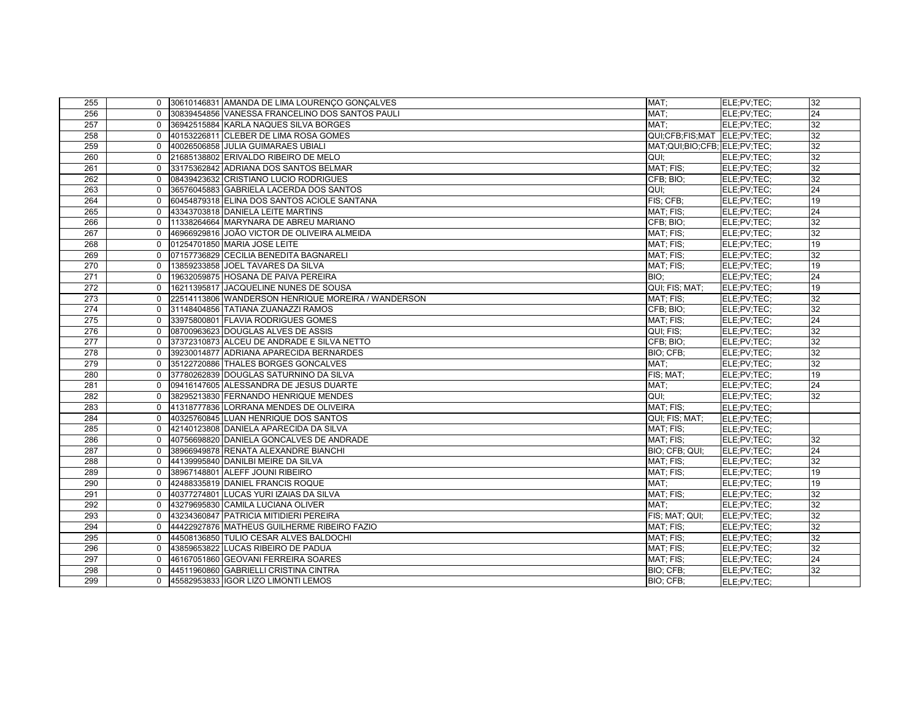| | | | | | | |
|---|---|---|---|---|---|---|
| 255 | 0 | 30610146831 | AMANDA DE LIMA LOURENÇO GONÇALVES | MAT; | ELE;PV;TEC; | 32 |
| 256 | 0 | 30839454856 | VANESSA FRANCELINO DOS SANTOS PAULI | MAT; | ELE;PV;TEC; | 24 |
| 257 | 0 | 36942515884 | KARLA NAQUES SILVA BORGES | MAT; | ELE;PV;TEC; | 32 |
| 258 | 0 | 40153226811 | CLEBER DE LIMA ROSA GOMES | QUI;CFB;FIS;MAT | ELE;PV;TEC; | 32 |
| 259 | 0 | 40026506858 | JULIA GUIMARAES UBIALI | MAT;QUI;BIO;CFB; | ELE;PV;TEC; | 32 |
| 260 | 0 | 21685138802 | ERIVALDO RIBEIRO DE MELO | QUI; | ELE;PV;TEC; | 32 |
| 261 | 0 | 33175362842 | ADRIANA DOS SANTOS BELMAR | MAT; FIS; | ELE;PV;TEC; | 32 |
| 262 | 0 | 08439423632 | CRISTIANO LUCIO RODRIGUES | CFB; BIO; | ELE;PV;TEC; | 32 |
| 263 | 0 | 36576045883 | GABRIELA LACERDA DOS SANTOS | QUI; | ELE;PV;TEC; | 24 |
| 264 | 0 | 60454879318 | ELINA DOS SANTOS ACIOLE SANTANA | FIS; CFB; | ELE;PV;TEC; | 19 |
| 265 | 0 | 43343703818 | DANIELA LEITE MARTINS | MAT; FIS; | ELE;PV;TEC; | 24 |
| 266 | 0 | 11338264664 | MARYNARA DE ABREU MARIANO | CFB; BIO; | ELE;PV;TEC; | 32 |
| 267 | 0 | 46966929816 | JOÃO VICTOR DE OLIVEIRA ALMEIDA | MAT; FIS; | ELE;PV;TEC; | 32 |
| 268 | 0 | 01254701850 | MARIA JOSE LEITE | MAT; FIS; | ELE;PV;TEC; | 19 |
| 269 | 0 | 07157736829 | CECILIA BENEDITA BAGNARELI | MAT; FIS; | ELE;PV;TEC; | 32 |
| 270 | 0 | 13859233858 | JOEL TAVARES DA SILVA | MAT; FIS; | ELE;PV;TEC; | 19 |
| 271 | 0 | 19632059875 | HOSANA DE PAIVA PEREIRA | BIO; | ELE;PV;TEC; | 24 |
| 272 | 0 | 16211395817 | JACQUELINE NUNES DE SOUSA | QUI; FIS; MAT; | ELE;PV;TEC; | 19 |
| 273 | 0 | 22514113806 | WANDERSON HENRIQUE MOREIRA / WANDERSON | MAT; FIS; | ELE;PV;TEC; | 32 |
| 274 | 0 | 31148404856 | TATIANA ZUANAZZI RAMOS | CFB; BIO; | ELE;PV;TEC; | 32 |
| 275 | 0 | 33975800801 | FLAVIA RODRIGUES GOMES | MAT; FIS; | ELE;PV;TEC; | 24 |
| 276 | 0 | 08700963623 | DOUGLAS ALVES DE ASSIS | QUI; FIS; | ELE;PV;TEC; | 32 |
| 277 | 0 | 37372310873 | ALCEU DE ANDRADE E SILVA NETTO | CFB; BIO; | ELE;PV;TEC; | 32 |
| 278 | 0 | 39230014877 | ADRIANA APARECIDA BERNARDES | BIO; CFB; | ELE;PV;TEC; | 32 |
| 279 | 0 | 35122720886 | THALES BORGES GONCALVES | MAT; | ELE;PV;TEC; | 32 |
| 280 | 0 | 37780262839 | DOUGLAS SATURNINO DA SILVA | FIS; MAT; | ELE;PV;TEC; | 19 |
| 281 | 0 | 09416147605 | ALESSANDRA DE JESUS DUARTE | MAT; | ELE;PV;TEC; | 24 |
| 282 | 0 | 38295213830 | FERNANDO HENRIQUE MENDES | QUI; | ELE;PV;TEC; | 32 |
| 283 | 0 | 41318777836 | LORRANA MENDES DE OLIVEIRA | MAT; FIS; | ELE;PV;TEC; | |
| 284 | 0 | 40325760845 | LUAN HENRIQUE DOS SANTOS | QUI; FIS; MAT; | ELE;PV;TEC; | |
| 285 | 0 | 42140123808 | DANIELA APARECIDA DA SILVA | MAT; FIS; | ELE;PV;TEC; | |
| 286 | 0 | 40756698820 | DANIELA GONCALVES DE ANDRADE | MAT; FIS; | ELE;PV;TEC; | 32 |
| 287 | 0 | 38966949878 | RENATA ALEXANDRE BIANCHI | BIO; CFB; QUI; | ELE;PV;TEC; | 24 |
| 288 | 0 | 44139995840 | DANILBI MEIRE DA SILVA | MAT; FIS; | ELE;PV;TEC; | 32 |
| 289 | 0 | 38967148801 | ALEFF JOUNI RIBEIRO | MAT; FIS; | ELE;PV;TEC; | 19 |
| 290 | 0 | 42488335819 | DANIEL FRANCIS ROQUE | MAT; | ELE;PV;TEC; | 19 |
| 291 | 0 | 40377274801 | LUCAS YURI IZAIAS DA SILVA | MAT; FIS; | ELE;PV;TEC; | 32 |
| 292 | 0 | 43279695830 | CAMILA LUCIANA OLIVER | MAT; | ELE;PV;TEC; | 32 |
| 293 | 0 | 43234360847 | PATRICIA MITIDIERI PEREIRA | FIS; MAT; QUI; | ELE;PV;TEC; | 32 |
| 294 | 0 | 44422927876 | MATHEUS GUILHERME RIBEIRO FAZIO | MAT; FIS; | ELE;PV;TEC; | 32 |
| 295 | 0 | 44508136850 | TULIO CESAR ALVES BALDOCHI | MAT; FIS; | ELE;PV;TEC; | 32 |
| 296 | 0 | 43859653822 | LUCAS RIBEIRO DE PADUA | MAT; FIS; | ELE;PV;TEC; | 32 |
| 297 | 0 | 46167051860 | GEOVANI FERREIRA SOARES | MAT; FIS; | ELE;PV;TEC; | 24 |
| 298 | 0 | 44511960860 | GABRIELLI CRISTINA CINTRA | BIO; CFB; | ELE;PV;TEC; | 32 |
| 299 | 0 | 45582953833 | IGOR LIZO LIMONTI LEMOS | BIO; CFB; | ELE;PV;TEC; | |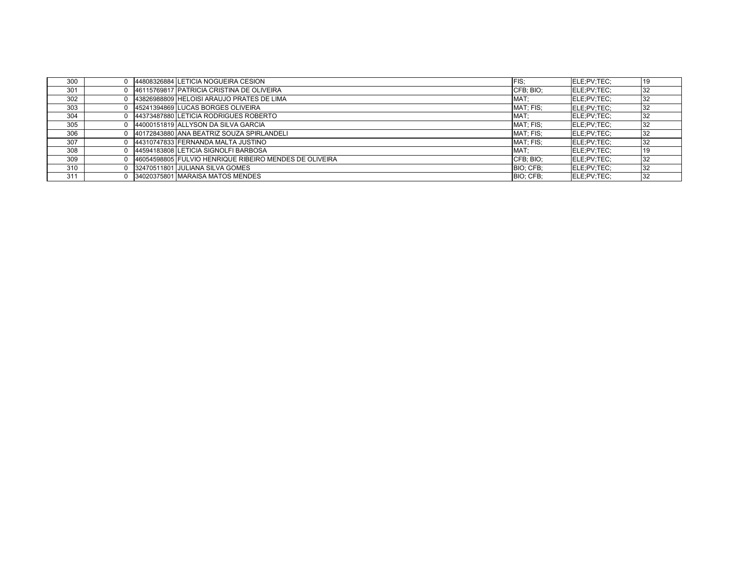| | | | | | | |
|---|---|---|---|---|---|---|
| 300 | 0 | 44808326884 | LETICIA NOGUEIRA CESION | FIS; | ELE;PV;TEC; | 19 |
| 301 | 0 | 46115769817 | PATRICIA CRISTINA DE OLIVEIRA | CFB; BIO; | ELE;PV;TEC; | 32 |
| 302 | 0 | 43826988809 | HELOISI ARAUJO PRATES DE LIMA | MAT; | ELE;PV;TEC; | 32 |
| 303 | 0 | 45241394869 | LUCAS BORGES OLIVEIRA | MAT; FIS; | ELE;PV;TEC; | 32 |
| 304 | 0 | 44373487880 | LETICIA RODRIGUES ROBERTO | MAT; | ELE;PV;TEC; | 32 |
| 305 | 0 | 44000151819 | ALLYSON DA SILVA GARCIA | MAT; FIS; | ELE;PV;TEC; | 32 |
| 306 | 0 | 40172843880 | ANA BEATRIZ SOUZA SPIRLANDELI | MAT; FIS; | ELE;PV;TEC; | 32 |
| 307 | 0 | 44310747833 | FERNANDA MALTA JUSTINO | MAT; FIS; | ELE;PV;TEC; | 32 |
| 308 | 0 | 44594183808 | LETICIA SIGNOLFI BARBOSA | MAT; | ELE;PV;TEC; | 19 |
| 309 | 0 | 46054598805 | FULVIO HENRIQUE RIBEIRO MENDES DE OLIVEIRA | CFB; BIO; | ELE;PV;TEC; | 32 |
| 310 | 0 | 32470511801 | JULIANA SILVA GOMES | BIO; CFB; | ELE;PV;TEC; | 32 |
| 311 | 0 | 34020375801 | MARAISA MATOS MENDES | BIO; CFB; | ELE;PV;TEC; | 32 |